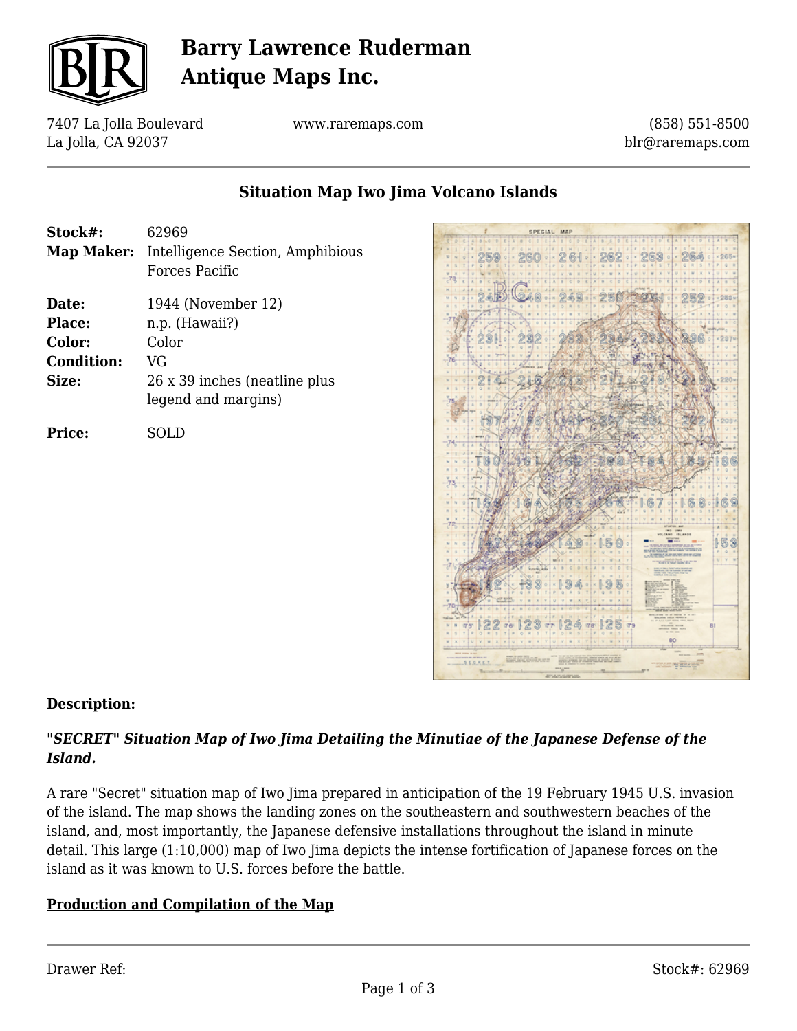# Barry Lawrence Ruderman Antique Maps Inc.

7407 La Jolla Boulevard
La Jolla, CA 92037

www.raremaps.com

(858) 551-8500
blr@raremaps.com

## Situation Map Iwo Jima Volcano Islands

| | |
|---|---|
| **Stock#:** | 62969 |
| **Map Maker:** | Intelligence Section, Amphibious Forces Pacific |
| **Date:** | 1944 (November 12) |
| **Place:** | n.p. (Hawaii?) |
| **Color:** | Color |
| **Condition:** | VG |
| **Size:** | 26 x 39 inches (neatline plus legend and margins) |
| **Price:** | SOLD |

### Description:

***"SECRET" Situation Map of Iwo Jima Detailing the Minutiae of the Japanese Defense of the Island.***

A rare "Secret" situation map of Iwo Jima prepared in anticipation of the 19 February 1945 U.S. invasion of the island. The map shows the landing zones on the southeastern and southwestern beaches of the island, and, most importantly, the Japanese defensive installations throughout the island in minute detail. This large (1:10,000) map of Iwo Jima depicts the intense fortification of Japanese forces on the island as it was known to U.S. forces before the battle.

**Production and Compilation of the Map**

Drawer Ref:

Stock#: 62969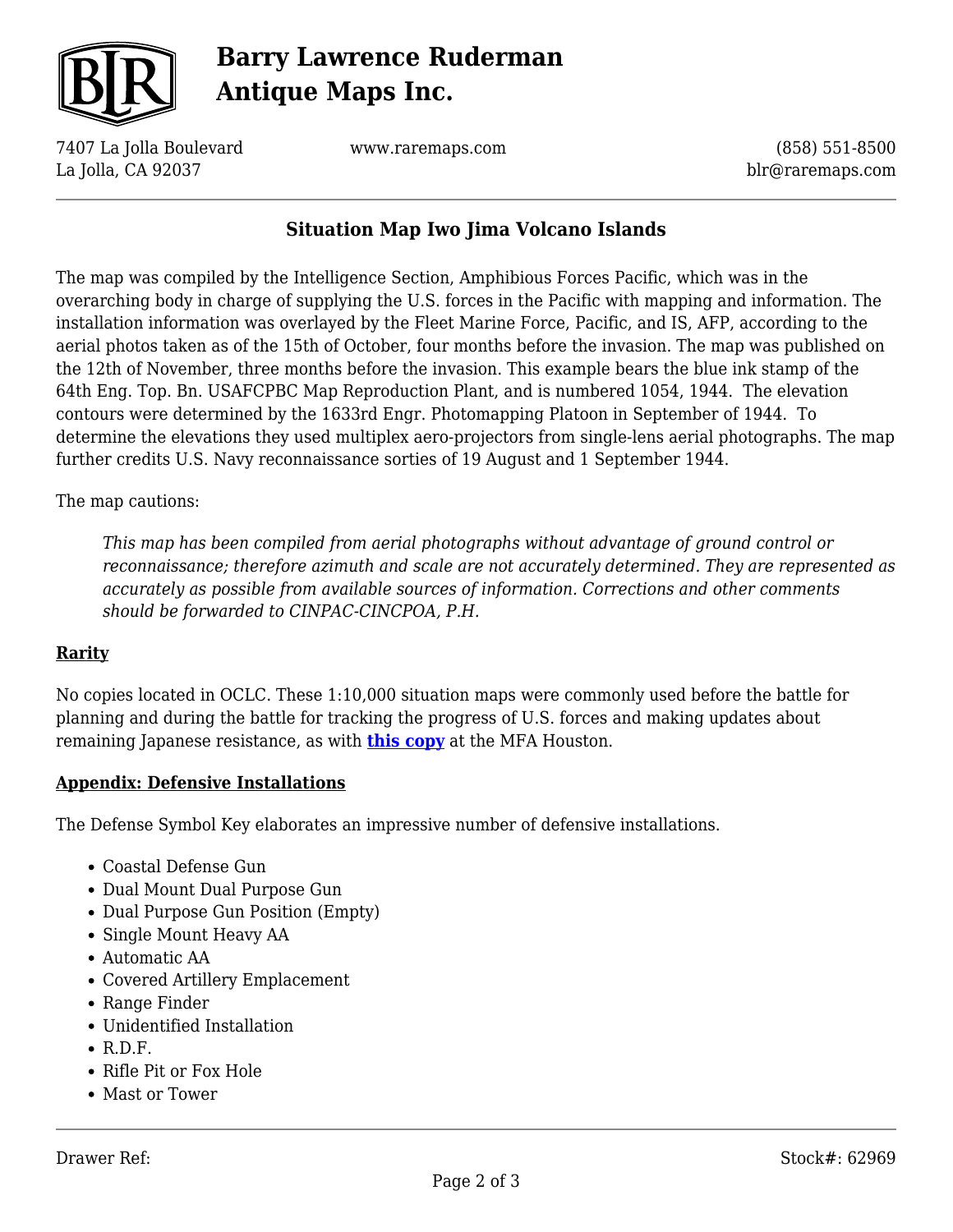## Situation Map Iwo Jima Volcano Islands

The map was compiled by the Intelligence Section, Amphibious Forces Pacific, which was in the overarching body in charge of supplying the U.S. forces in the Pacific with mapping and information. The installation information was overlayed by the Fleet Marine Force, Pacific, and IS, AFP, according to the aerial photos taken as of the 15th of October, four months before the invasion. The map was published on the 12th of November, three months before the invasion. This example bears the blue ink stamp of the 64th Eng. Top. Bn. USAFCPBC Map Reproduction Plant, and is numbered 1054, 1944. The elevation contours were determined by the 1633rd Engr. Photomapping Platoon in September of 1944. To determine the elevations they used multiplex aero-projectors from single-lens aerial photographs. The map further credits U.S. Navy reconnaissance sorties of 19 August and 1 September 1944.

The map cautions:

> *This map has been compiled from aerial photographs without advantage of ground control or reconnaissance; therefore azimuth and scale are not accurately determined. They are represented as accurately as possible from available sources of information. Corrections and other comments should be forwarded to CINPAC-CINCPOA, P.H.*

### Rarity

No copies located in OCLC. These 1:10,000 situation maps were commonly used before the battle for planning and during the battle for tracking the progress of U.S. forces and making updates about remaining Japanese resistance, as with **this copy** at the MFA Houston.

### Appendix: Defensive Installations

The Defense Symbol Key elaborates an impressive number of defensive installations.

- Coastal Defense Gun
- Dual Mount Dual Purpose Gun
- Dual Purpose Gun Position (Empty)
- Single Mount Heavy AA
- Automatic AA
- Covered Artillery Emplacement
- Range Finder
- Unidentified Installation
- R.D.F.
- Rifle Pit or Fox Hole
- Mast or Tower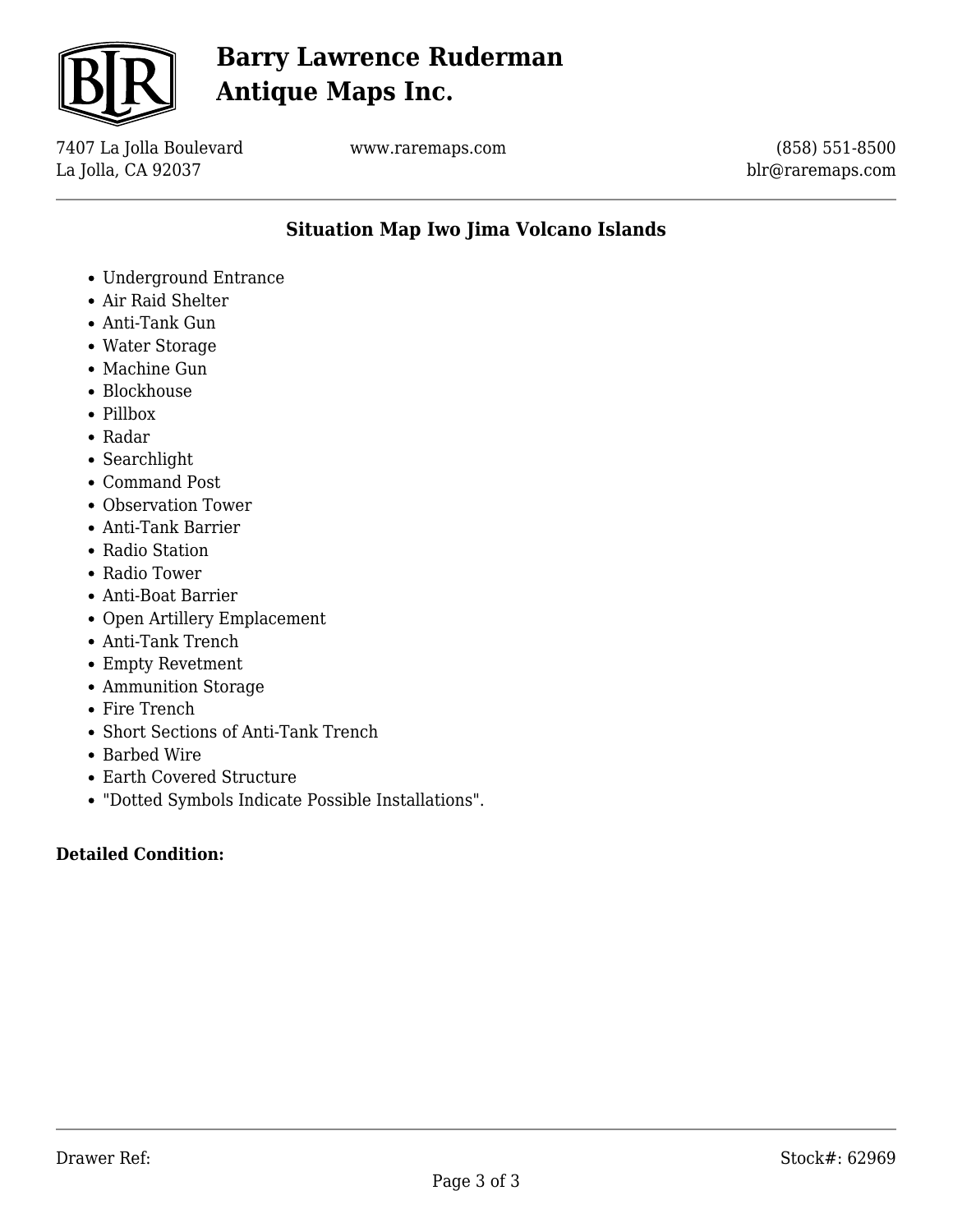## Situation Map Iwo Jima Volcano Islands

- Underground Entrance
- Air Raid Shelter
- Anti-Tank Gun
- Water Storage
- Machine Gun
- Blockhouse
- Pillbox
- Radar
- Searchlight
- Command Post
- Observation Tower
- Anti-Tank Barrier
- Radio Station
- Radio Tower
- Anti-Boat Barrier
- Open Artillery Emplacement
- Anti-Tank Trench
- Empty Revetment
- Ammunition Storage
- Fire Trench
- Short Sections of Anti-Tank Trench
- Barbed Wire
- Earth Covered Structure
- "Dotted Symbols Indicate Possible Installations".

**Detailed Condition:**

Drawer Ref:

Stock#: 62969